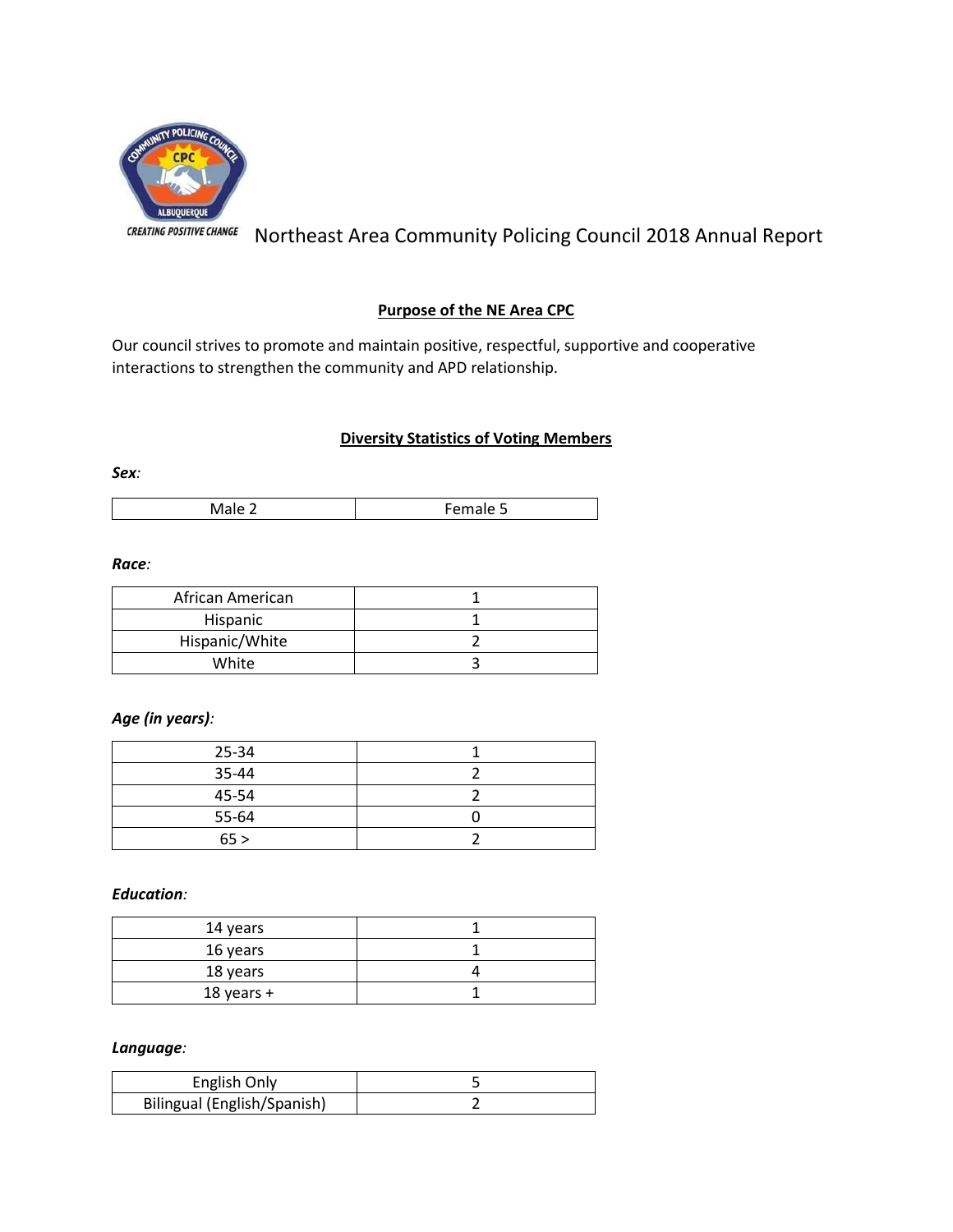# Northeast Area Community Policing Council 2018 Annual Report

## Purpose of the NE Area CPC

Our council strives to promote and maintain positive, respectful, supportive and cooperative interactions to strengthen the community and APD relationship.

## Diversity Statistics of Voting Members

***Sex:***

| Male 2 | Female 5 |
|---|---|

***Race:***

| African American | 1 |
|---|---|
| Hispanic | 1 |
| Hispanic/White | 2 |
| White | 3 |

***Age (in years):***

| 25-34 | 1 |
|---|---|
| 35-44 | 2 |
| 45-54 | 2 |
| 55-64 | 0 |
| 65 > | 2 |

***Education:***

| 14 years | 1 |
|---|---|
| 16 years | 1 |
| 18 years | 4 |
| 18 years + | 1 |

***Language:***

| English Only | 5 |
|---|---|
| Bilingual (English/Spanish) | 2 |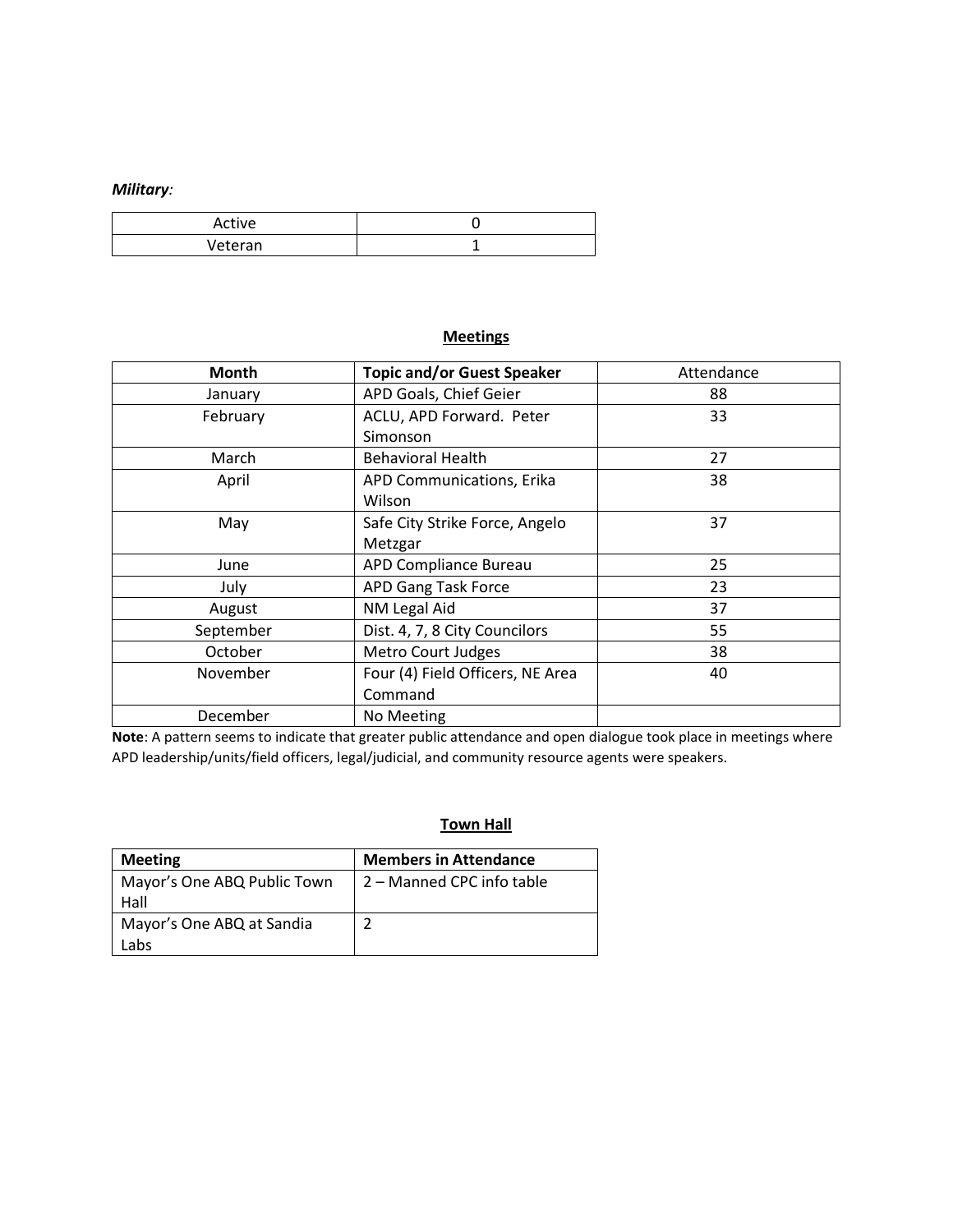***Military***:

| Active | 0 |
| --- | --- |
| Veteran | 1 |

## Meetings

| Month | Topic and/or Guest Speaker | Attendance |
| --- | --- | --- |
| January | APD Goals, Chief Geier | 88 |
| February | ACLU, APD Forward. Peter Simonson | 33 |
| March | Behavioral Health | 27 |
| April | APD Communications, Erika Wilson | 38 |
| May | Safe City Strike Force, Angelo Metzgar | 37 |
| June | APD Compliance Bureau | 25 |
| July | APD Gang Task Force | 23 |
| August | NM Legal Aid | 37 |
| September | Dist. 4, 7, 8 City Councilors | 55 |
| October | Metro Court Judges | 38 |
| November | Four (4) Field Officers, NE Area Command | 40 |
| December | No Meeting | |

**Note**: A pattern seems to indicate that greater public attendance and open dialogue took place in meetings where APD leadership/units/field officers, legal/judicial, and community resource agents were speakers.

## Town Hall

| Meeting | Members in Attendance |
| --- | --- |
| Mayor's One ABQ Public Town Hall | 2 – Manned CPC info table |
| Mayor's One ABQ at Sandia Labs | 2 |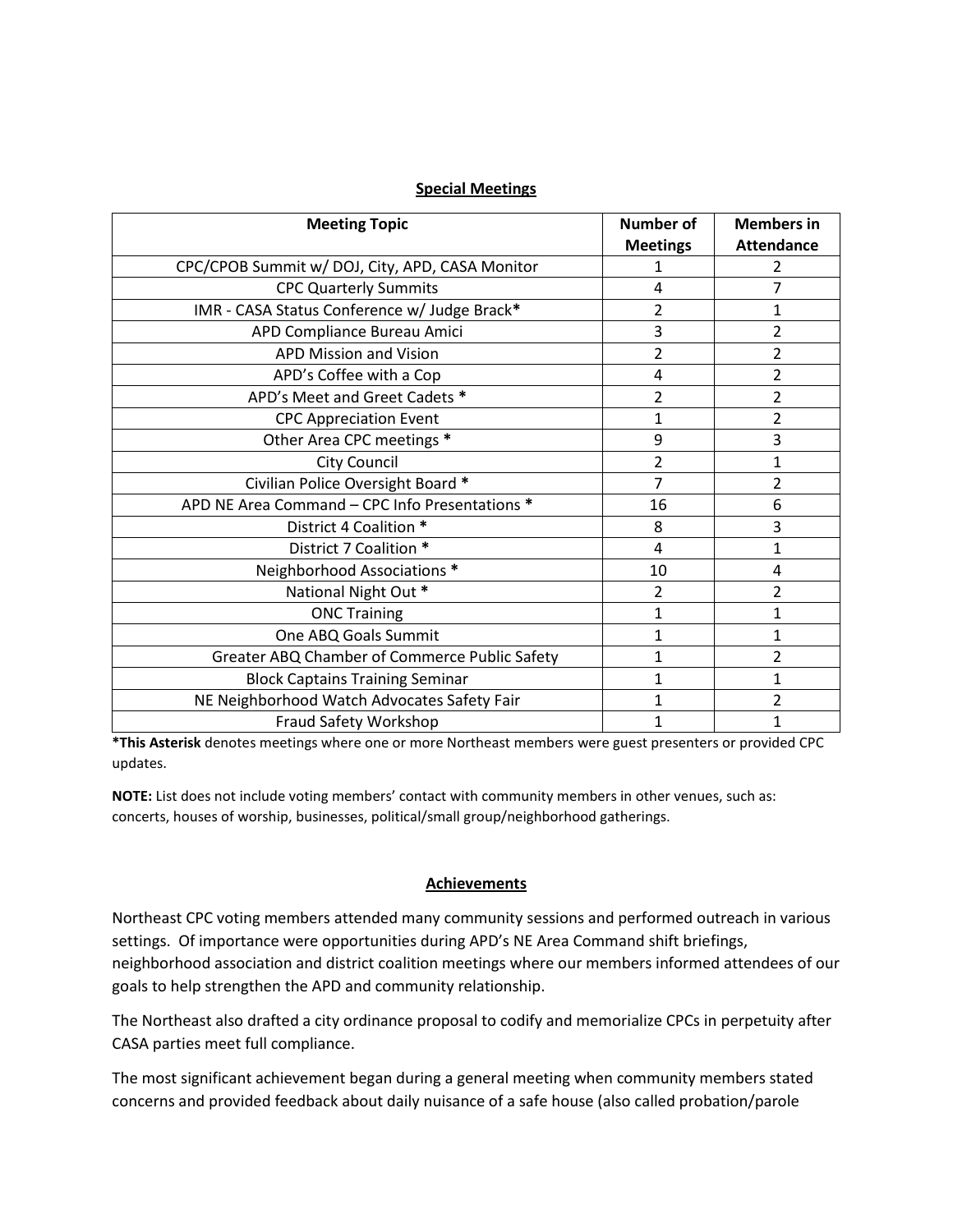## Special Meetings

| Meeting Topic | Number of Meetings | Members in Attendance |
|---|---|---|
| CPC/CPOB Summit w/ DOJ, City, APD, CASA Monitor | 1 | 2 |
| CPC Quarterly Summits | 4 | 7 |
| IMR - CASA Status Conference w/ Judge Brack* | 2 | 1 |
| APD Compliance Bureau Amici | 3 | 2 |
| APD Mission and Vision | 2 | 2 |
| APD's Coffee with a Cop | 4 | 2 |
| APD's Meet and Greet Cadets * | 2 | 2 |
| CPC Appreciation Event | 1 | 2 |
| Other Area CPC meetings * | 9 | 3 |
| City Council | 2 | 1 |
| Civilian Police Oversight Board * | 7 | 2 |
| APD NE Area Command – CPC Info Presentations * | 16 | 6 |
| District 4 Coalition * | 8 | 3 |
| District 7 Coalition * | 4 | 1 |
| Neighborhood Associations * | 10 | 4 |
| National Night Out * | 2 | 2 |
| ONC Training | 1 | 1 |
| One ABQ Goals Summit | 1 | 1 |
| Greater ABQ Chamber of Commerce Public Safety | 1 | 2 |
| Block Captains Training Seminar | 1 | 1 |
| NE Neighborhood Watch Advocates Safety Fair | 1 | 2 |
| Fraud Safety Workshop | 1 | 1 |

**\*This Asterisk** denotes meetings where one or more Northeast members were guest presenters or provided CPC updates.

**NOTE:** List does not include voting members' contact with community members in other venues, such as: concerts, houses of worship, businesses, political/small group/neighborhood gatherings.

## Achievements

Northeast CPC voting members attended many community sessions and performed outreach in various settings. Of importance were opportunities during APD's NE Area Command shift briefings, neighborhood association and district coalition meetings where our members informed attendees of our goals to help strengthen the APD and community relationship.

The Northeast also drafted a city ordinance proposal to codify and memorialize CPCs in perpetuity after CASA parties meet full compliance.

The most significant achievement began during a general meeting when community members stated concerns and provided feedback about daily nuisance of a safe house (also called probation/parole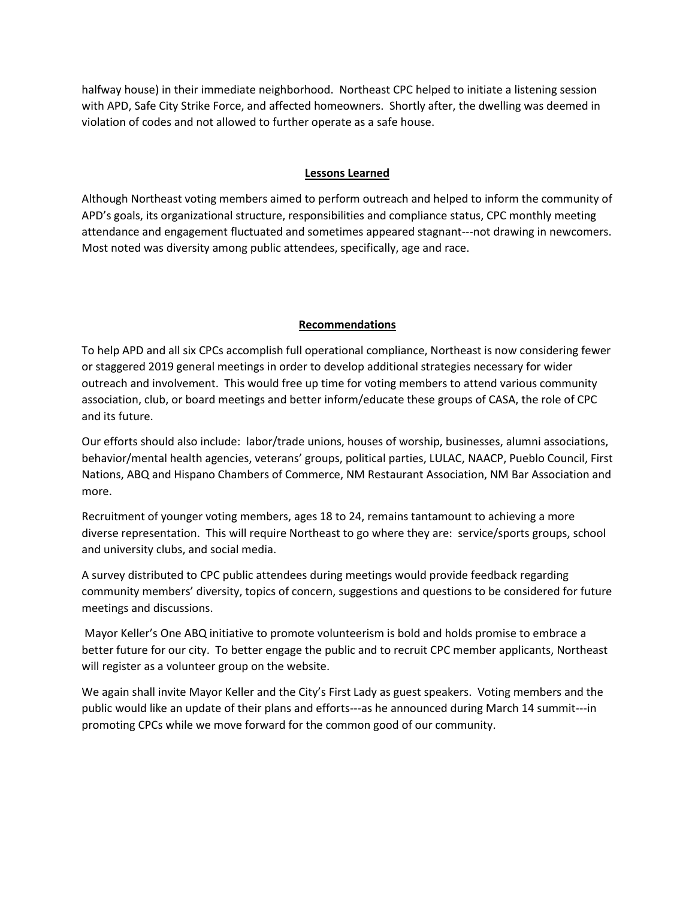halfway house) in their immediate neighborhood. Northeast CPC helped to initiate a listening session with APD, Safe City Strike Force, and affected homeowners. Shortly after, the dwelling was deemed in violation of codes and not allowed to further operate as a safe house.

## Lessons Learned

Although Northeast voting members aimed to perform outreach and helped to inform the community of APD's goals, its organizational structure, responsibilities and compliance status, CPC monthly meeting attendance and engagement fluctuated and sometimes appeared stagnant---not drawing in newcomers. Most noted was diversity among public attendees, specifically, age and race.

## Recommendations

To help APD and all six CPCs accomplish full operational compliance, Northeast is now considering fewer or staggered 2019 general meetings in order to develop additional strategies necessary for wider outreach and involvement. This would free up time for voting members to attend various community association, club, or board meetings and better inform/educate these groups of CASA, the role of CPC and its future.

Our efforts should also include: labor/trade unions, houses of worship, businesses, alumni associations, behavior/mental health agencies, veterans' groups, political parties, LULAC, NAACP, Pueblo Council, First Nations, ABQ and Hispano Chambers of Commerce, NM Restaurant Association, NM Bar Association and more.

Recruitment of younger voting members, ages 18 to 24, remains tantamount to achieving a more diverse representation. This will require Northeast to go where they are: service/sports groups, school and university clubs, and social media.

A survey distributed to CPC public attendees during meetings would provide feedback regarding community members' diversity, topics of concern, suggestions and questions to be considered for future meetings and discussions.

Mayor Keller's One ABQ initiative to promote volunteerism is bold and holds promise to embrace a better future for our city. To better engage the public and to recruit CPC member applicants, Northeast will register as a volunteer group on the website.

We again shall invite Mayor Keller and the City's First Lady as guest speakers. Voting members and the public would like an update of their plans and efforts---as he announced during March 14 summit---in promoting CPCs while we move forward for the common good of our community.